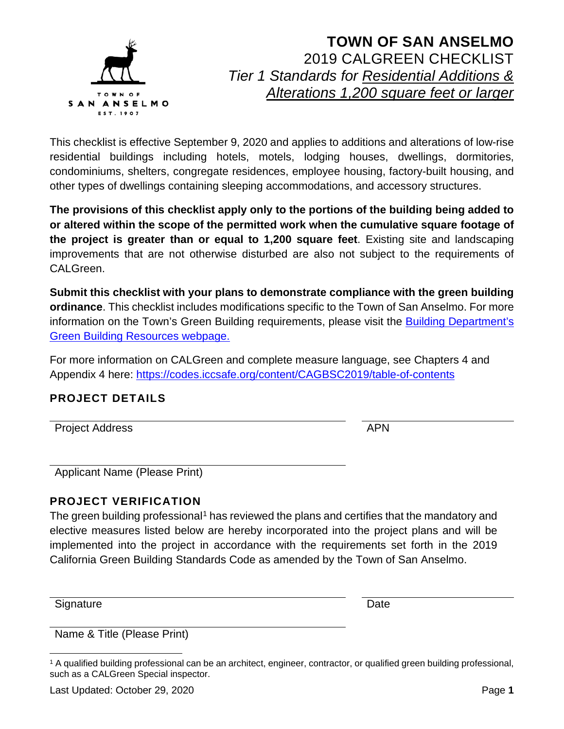TOWN OF SAN ANSELMO EST. 1907

# TOWN OF SAN ANSELMO

## 2019 CALGREEN CHECKLIST

### *Tier 1 Standards for Residential Additions & Alterations 1,200 square feet or larger*

This checklist is effective September 9, 2020 and applies to additions and alterations of low-rise residential buildings including hotels, motels, lodging houses, dwellings, dormitories, condominiums, shelters, congregate residences, employee housing, factory-built housing, and other types of dwellings containing sleeping accommodations, and accessory structures.

**The provisions of this checklist apply only to the portions of the building being added to or altered within the scope of the permitted work when the cumulative square footage of the project is greater than or equal to 1,200 square feet**. Existing site and landscaping improvements that are not otherwise disturbed are also not subject to the requirements of CALGreen.

**Submit this checklist with your plans to demonstrate compliance with the green building ordinance**. This checklist includes modifications specific to the Town of San Anselmo. For more information on the Town's Green Building requirements, please visit the Building Department's Green Building Resources webpage.

For more information on CALGreen and complete measure language, see Chapters 4 and Appendix 4 here: https://codes.iccsafe.org/content/CAGBSC2019/table-of-contents

## PROJECT DETAILS

Project Address ______________________ APN ______________________

Applicant Name (Please Print) ______________________

## PROJECT VERIFICATION

The green building professional[1] has reviewed the plans and certifies that the mandatory and elective measures listed below are hereby incorporated into the project plans and will be implemented into the project in accordance with the requirements set forth in the 2019 California Green Building Standards Code as amended by the Town of San Anselmo.

Signature ______________________ Date ______________________

Name & Title (Please Print) ______________________

[1] A qualified building professional can be an architect, engineer, contractor, or qualified green building professional, such as a CALGreen Special inspector.

Last Updated: October 29, 2020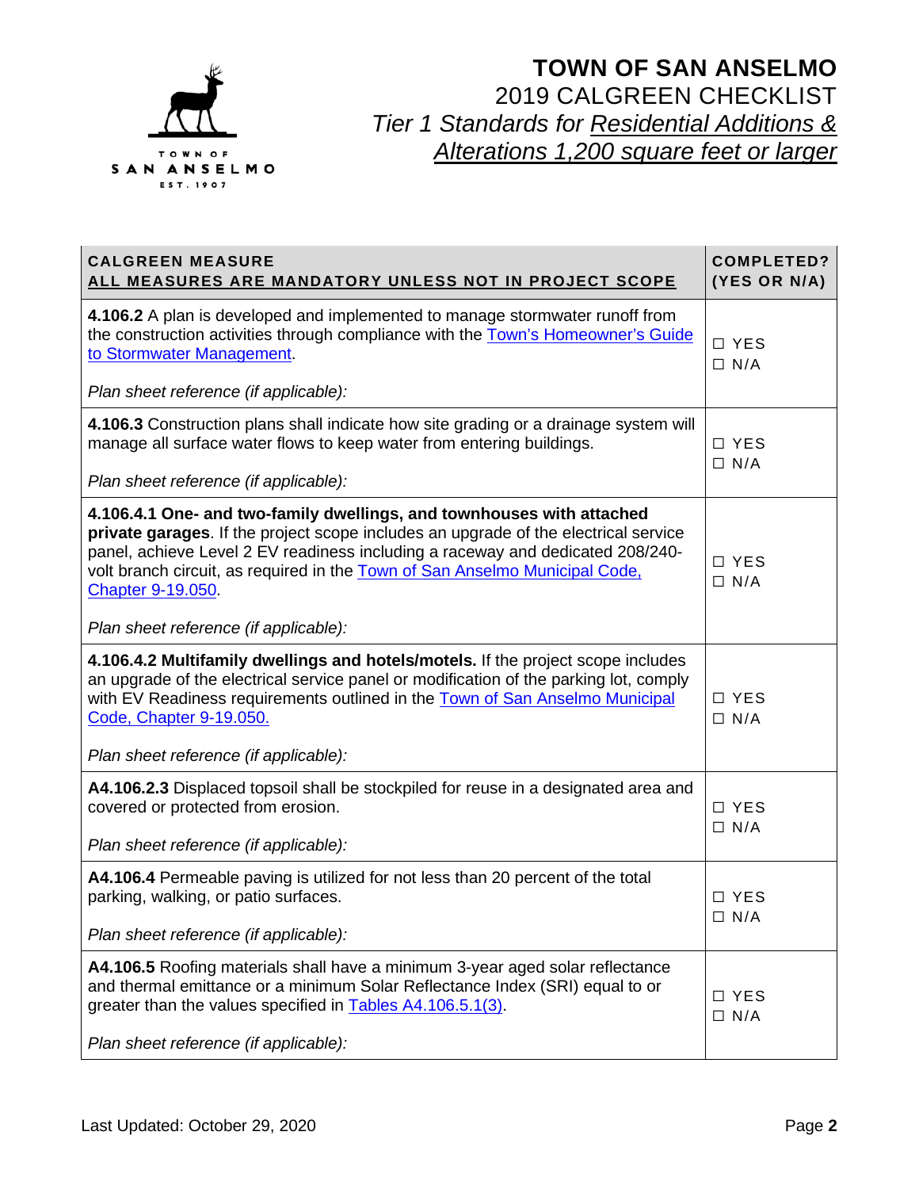# TOWN OF SAN ANSELMO

## 2019 CALGREEN CHECKLIST

## *Tier 1 Standards for Residential Additions & Alterations 1,200 square feet or larger*

| CALGREEN MEASURE<br>ALL MEASURES ARE MANDATORY UNLESS NOT IN PROJECT SCOPE | COMPLETED? (YES OR N/A) |
|---|---|
| **4.106.2** A plan is developed and implemented to manage stormwater runoff from the construction activities through compliance with the Town's Homeowner's Guide to Stormwater Management.<br><br>*Plan sheet reference (if applicable):* | ☐ YES<br>☐ N/A |
| **4.106.3** Construction plans shall indicate how site grading or a drainage system will manage all surface water flows to keep water from entering buildings.<br><br>*Plan sheet reference (if applicable):* | ☐ YES<br>☐ N/A |
| **4.106.4.1 One- and two-family dwellings, and townhouses with attached private garages**. If the project scope includes an upgrade of the electrical service panel, achieve Level 2 EV readiness including a raceway and dedicated 208/240-volt branch circuit, as required in the Town of San Anselmo Municipal Code, Chapter 9-19.050.<br><br>*Plan sheet reference (if applicable):* | ☐ YES<br>☐ N/A |
| **4.106.4.2 Multifamily dwellings and hotels/motels.** If the project scope includes an upgrade of the electrical service panel or modification of the parking lot, comply with EV Readiness requirements outlined in the Town of San Anselmo Municipal Code, Chapter 9-19.050.<br><br>*Plan sheet reference (if applicable):* | ☐ YES<br>☐ N/A |
| **A4.106.2.3** Displaced topsoil shall be stockpiled for reuse in a designated area and covered or protected from erosion.<br><br>*Plan sheet reference (if applicable):* | ☐ YES<br>☐ N/A |
| **A4.106.4** Permeable paving is utilized for not less than 20 percent of the total parking, walking, or patio surfaces.<br><br>*Plan sheet reference (if applicable):* | ☐ YES<br>☐ N/A |
| **A4.106.5** Roofing materials shall have a minimum 3-year aged solar reflectance and thermal emittance or a minimum Solar Reflectance Index (SRI) equal to or greater than the values specified in Tables A4.106.5.1(3).<br><br>*Plan sheet reference (if applicable):* | ☐ YES<br>☐ N/A |

Last Updated: October 29, 2020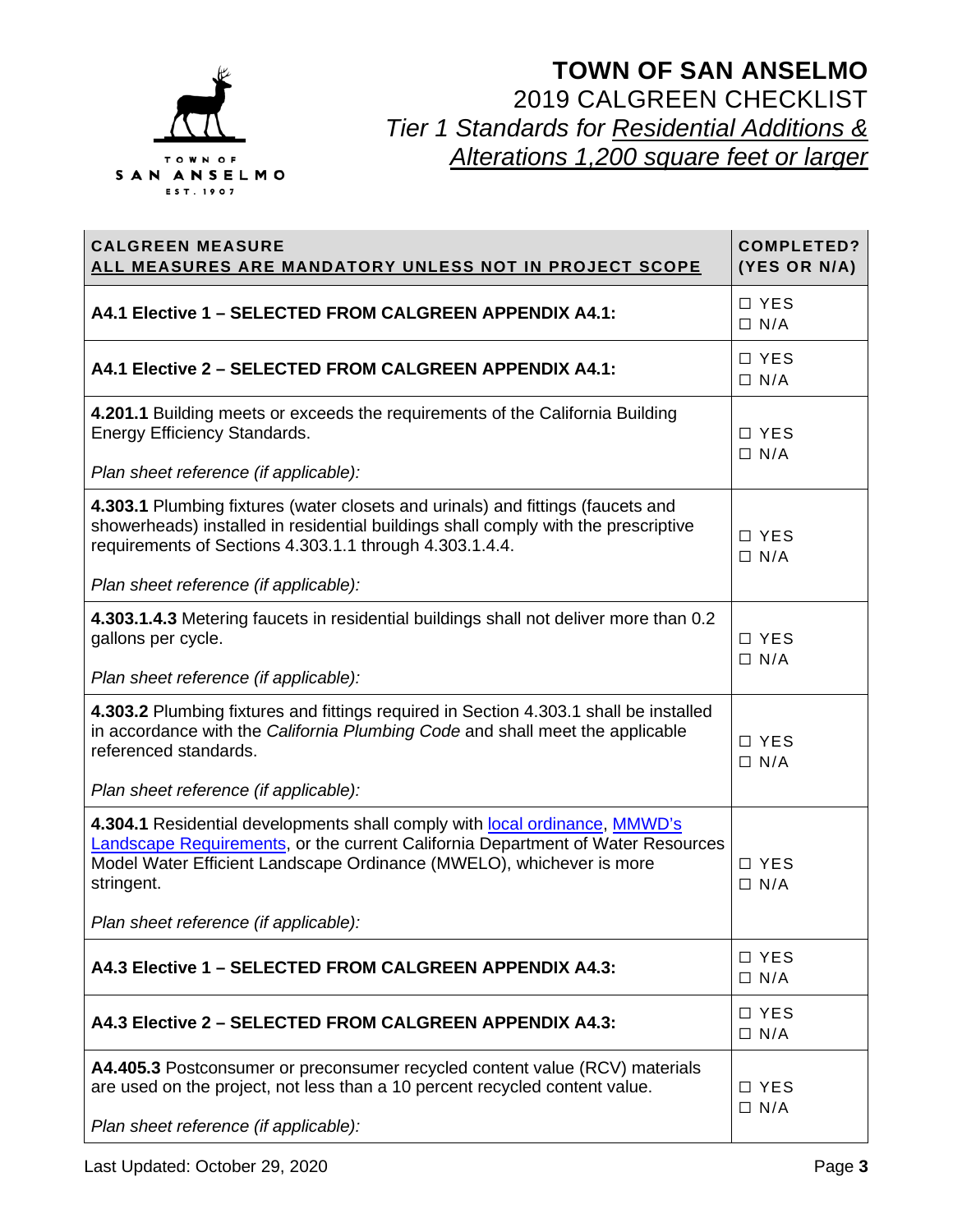# TOWN OF SAN ANSELMO

## 2019 CALGREEN CHECKLIST

## *Tier 1 Standards for Residential Additions & Alterations 1,200 square feet or larger*

| **CALGREEN MEASURE**<br>**ALL MEASURES ARE MANDATORY UNLESS NOT IN PROJECT SCOPE** | **COMPLETED? (YES OR N/A)** |
|---|---|
| **A4.1 Elective 1 – SELECTED FROM CALGREEN APPENDIX A4.1:** | ☐ YES<br>☐ N/A |
| **A4.1 Elective 2 – SELECTED FROM CALGREEN APPENDIX A4.1:** | ☐ YES<br>☐ N/A |
| **4.201.1** Building meets or exceeds the requirements of the California Building Energy Efficiency Standards.<br><br>*Plan sheet reference (if applicable):* | ☐ YES<br>☐ N/A |
| **4.303.1** Plumbing fixtures (water closets and urinals) and fittings (faucets and showerheads) installed in residential buildings shall comply with the prescriptive requirements of Sections 4.303.1.1 through 4.303.1.4.4.<br><br>*Plan sheet reference (if applicable):* | ☐ YES<br>☐ N/A |
| **4.303.1.4.3** Metering faucets in residential buildings shall not deliver more than 0.2 gallons per cycle.<br><br>*Plan sheet reference (if applicable):* | ☐ YES<br>☐ N/A |
| **4.303.2** Plumbing fixtures and fittings required in Section 4.303.1 shall be installed in accordance with the *California Plumbing Code* and shall meet the applicable referenced standards.<br><br>*Plan sheet reference (if applicable):* | ☐ YES<br>☐ N/A |
| **4.304.1** Residential developments shall comply with local ordinance, MMWD's Landscape Requirements, or the current California Department of Water Resources Model Water Efficient Landscape Ordinance (MWELO), whichever is more stringent.<br><br>*Plan sheet reference (if applicable):* | ☐ YES<br>☐ N/A |
| **A4.3 Elective 1 – SELECTED FROM CALGREEN APPENDIX A4.3:** | ☐ YES<br>☐ N/A |
| **A4.3 Elective 2 – SELECTED FROM CALGREEN APPENDIX A4.3:** | ☐ YES<br>☐ N/A |
| **A4.405.3** Postconsumer or preconsumer recycled content value (RCV) materials are used on the project, not less than a 10 percent recycled content value.<br><br>*Plan sheet reference (if applicable):* | ☐ YES<br>☐ N/A |

Last Updated: October 29, 2020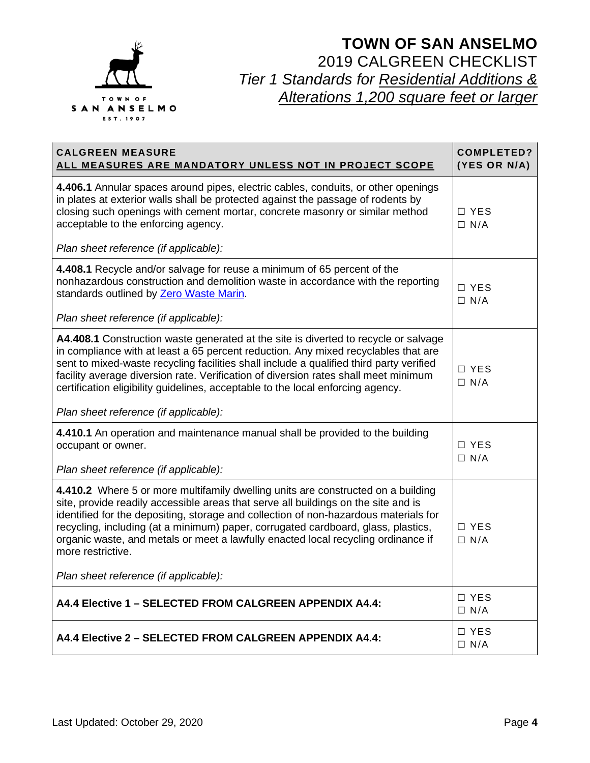# TOWN OF SAN ANSELMO

## 2019 CALGREEN CHECKLIST

### *Tier 1 Standards for Residential Additions & Alterations 1,200 square feet or larger*

| CALGREEN MEASURE<br>ALL MEASURES ARE MANDATORY UNLESS NOT IN PROJECT SCOPE | COMPLETED?<br>(YES OR N/A) |
|---|---|
| **4.406.1** Annular spaces around pipes, electric cables, conduits, or other openings in plates at exterior walls shall be protected against the passage of rodents by closing such openings with cement mortar, concrete masonry or similar method acceptable to the enforcing agency.<br><br>*Plan sheet reference (if applicable):* | ☐ YES<br>☐ N/A |
| **4.408.1** Recycle and/or salvage for reuse a minimum of 65 percent of the nonhazardous construction and demolition waste in accordance with the reporting standards outlined by Zero Waste Marin.<br><br>*Plan sheet reference (if applicable):* | ☐ YES<br>☐ N/A |
| **A4.408.1** Construction waste generated at the site is diverted to recycle or salvage in compliance with at least a 65 percent reduction. Any mixed recyclables that are sent to mixed-waste recycling facilities shall include a qualified third party verified facility average diversion rate. Verification of diversion rates shall meet minimum certification eligibility guidelines, acceptable to the local enforcing agency.<br><br>*Plan sheet reference (if applicable):* | ☐ YES<br>☐ N/A |
| **4.410.1** An operation and maintenance manual shall be provided to the building occupant or owner.<br><br>*Plan sheet reference (if applicable):* | ☐ YES<br>☐ N/A |
| **4.410.2** Where 5 or more multifamily dwelling units are constructed on a building site, provide readily accessible areas that serve all buildings on the site and is identified for the depositing, storage and collection of non-hazardous materials for recycling, including (at a minimum) paper, corrugated cardboard, glass, plastics, organic waste, and metals or meet a lawfully enacted local recycling ordinance if more restrictive.<br><br>*Plan sheet reference (if applicable):* | ☐ YES<br>☐ N/A |
| **A4.4 Elective 1 – SELECTED FROM CALGREEN APPENDIX A4.4:** | ☐ YES<br>☐ N/A |
| **A4.4 Elective 2 – SELECTED FROM CALGREEN APPENDIX A4.4:** | ☐ YES<br>☐ N/A |

Last Updated: October 29, 2020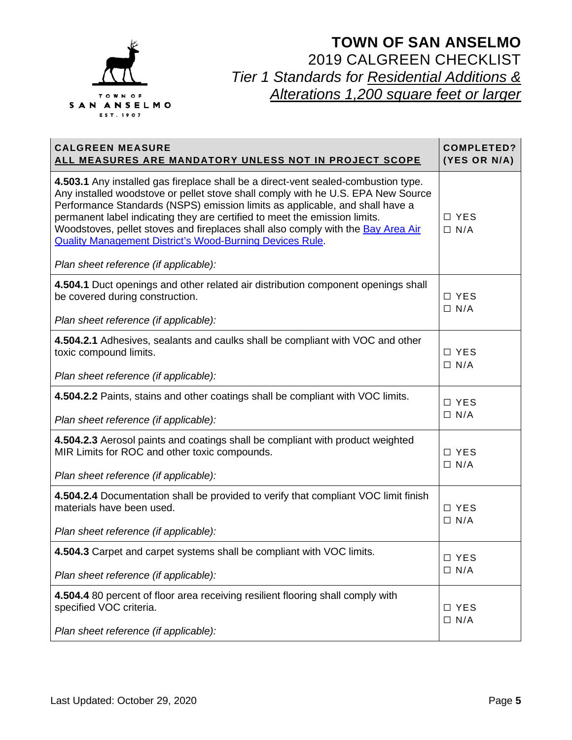# TOWN OF SAN ANSELMO

## 2019 CALGREEN CHECKLIST

### *Tier 1 Standards for Residential Additions & Alterations 1,200 square feet or larger*

| CALGREEN MEASURE<br>ALL MEASURES ARE MANDATORY UNLESS NOT IN PROJECT SCOPE | COMPLETED?<br>(YES OR N/A) |
|---|---|
| **4.503.1** Any installed gas fireplace shall be a direct-vent sealed-combustion type. Any installed woodstove or pellet stove shall comply with he U.S. EPA New Source Performance Standards (NSPS) emission limits as applicable, and shall have a permanent label indicating they are certified to meet the emission limits. Woodstoves, pellet stoves and fireplaces shall also comply with the Bay Area Air Quality Management District's Wood-Burning Devices Rule.<br><br>*Plan sheet reference (if applicable):* | ☐ YES<br>☐ N/A |
| **4.504.1** Duct openings and other related air distribution component openings shall be covered during construction.<br><br>*Plan sheet reference (if applicable):* | ☐ YES<br>☐ N/A |
| **4.504.2.1** Adhesives, sealants and caulks shall be compliant with VOC and other toxic compound limits.<br><br>*Plan sheet reference (if applicable):* | ☐ YES<br>☐ N/A |
| **4.504.2.2** Paints, stains and other coatings shall be compliant with VOC limits.<br><br>*Plan sheet reference (if applicable):* | ☐ YES<br>☐ N/A |
| **4.504.2.3** Aerosol paints and coatings shall be compliant with product weighted MIR Limits for ROC and other toxic compounds.<br><br>*Plan sheet reference (if applicable):* | ☐ YES<br>☐ N/A |
| **4.504.2.4** Documentation shall be provided to verify that compliant VOC limit finish materials have been used.<br><br>*Plan sheet reference (if applicable):* | ☐ YES<br>☐ N/A |
| **4.504.3** Carpet and carpet systems shall be compliant with VOC limits.<br><br>*Plan sheet reference (if applicable):* | ☐ YES<br>☐ N/A |
| **4.504.4** 80 percent of floor area receiving resilient flooring shall comply with specified VOC criteria.<br><br>*Plan sheet reference (if applicable):* | ☐ YES<br>☐ N/A |

Last Updated: October 29, 2020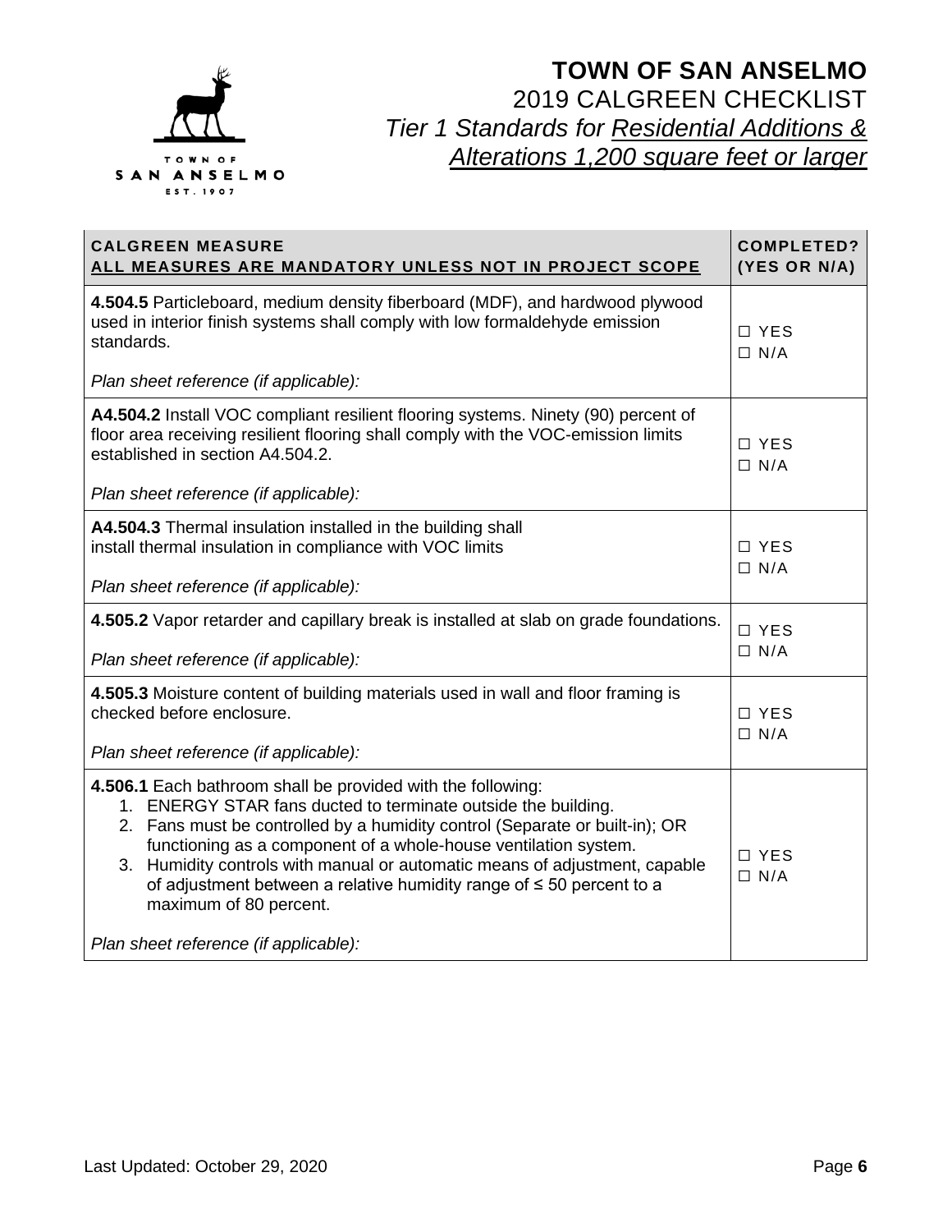# TOWN OF SAN ANSELMO

2019 CALGREEN CHECKLIST

*Tier 1 Standards for Residential Additions & Alterations 1,200 square feet or larger*

| CALGREEN MEASURE<br>ALL MEASURES ARE MANDATORY UNLESS NOT IN PROJECT SCOPE | COMPLETED? (YES OR N/A) |
|---|---|
| **4.504.5** Particleboard, medium density fiberboard (MDF), and hardwood plywood used in interior finish systems shall comply with low formaldehyde emission standards.<br><br>*Plan sheet reference (if applicable):* | ☐ YES<br>☐ N/A |
| **A4.504.2** Install VOC compliant resilient flooring systems. Ninety (90) percent of floor area receiving resilient flooring shall comply with the VOC-emission limits established in section A4.504.2.<br><br>*Plan sheet reference (if applicable):* | ☐ YES<br>☐ N/A |
| **A4.504.3** Thermal insulation installed in the building shall install thermal insulation in compliance with VOC limits<br><br>*Plan sheet reference (if applicable):* | ☐ YES<br>☐ N/A |
| **4.505.2** Vapor retarder and capillary break is installed at slab on grade foundations.<br><br>*Plan sheet reference (if applicable):* | ☐ YES<br>☐ N/A |
| **4.505.3** Moisture content of building materials used in wall and floor framing is checked before enclosure.<br><br>*Plan sheet reference (if applicable):* | ☐ YES<br>☐ N/A |
| **4.506.1** Each bathroom shall be provided with the following:<br>1. ENERGY STAR fans ducted to terminate outside the building.<br>2. Fans must be controlled by a humidity control (Separate or built-in); OR functioning as a component of a whole-house ventilation system.<br>3. Humidity controls with manual or automatic means of adjustment, capable of adjustment between a relative humidity range of ≤ 50 percent to a maximum of 80 percent.<br><br>*Plan sheet reference (if applicable):* | ☐ YES<br>☐ N/A |

Last Updated: October 29, 2020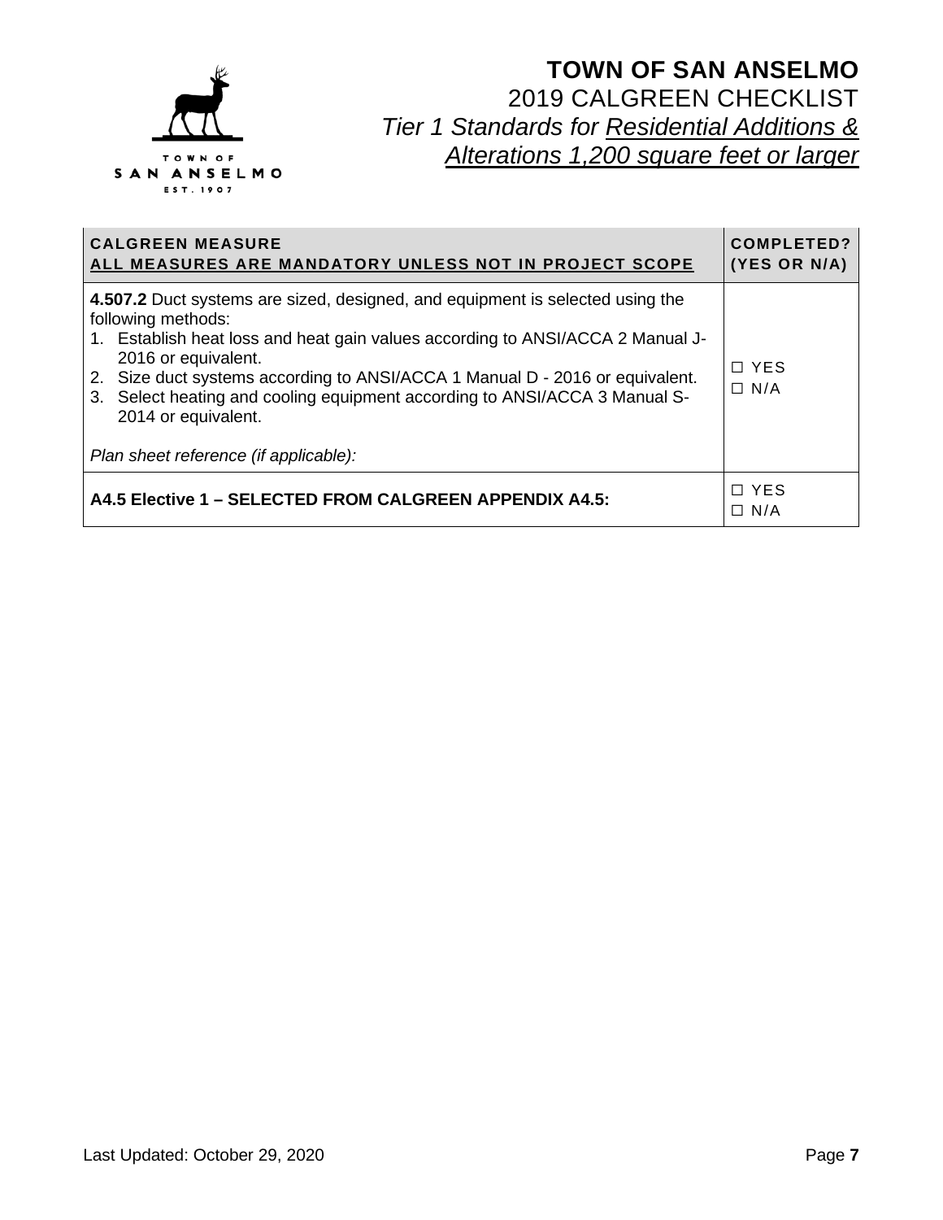# TOWN OF SAN ANSELMO

2019 CALGREEN CHECKLIST

*Tier 1 Standards for Residential Additions & Alterations 1,200 square feet or larger*

| **CALGREEN MEASURE**<br>**ALL MEASURES ARE MANDATORY UNLESS NOT IN PROJECT SCOPE** | **COMPLETED? (YES OR N/A)** |
|---|---|
| **4.507.2** Duct systems are sized, designed, and equipment is selected using the following methods:<br>1. Establish heat loss and heat gain values according to ANSI/ACCA 2 Manual J-2016 or equivalent.<br>2. Size duct systems according to ANSI/ACCA 1 Manual D - 2016 or equivalent.<br>3. Select heating and cooling equipment according to ANSI/ACCA 3 Manual S-2014 or equivalent.<br><br>*Plan sheet reference (if applicable):* | ☐ YES<br>☐ N/A |
| **A4.5 Elective 1 – SELECTED FROM CALGREEN APPENDIX A4.5:** | ☐ YES<br>☐ N/A |

Last Updated: October 29, 2020